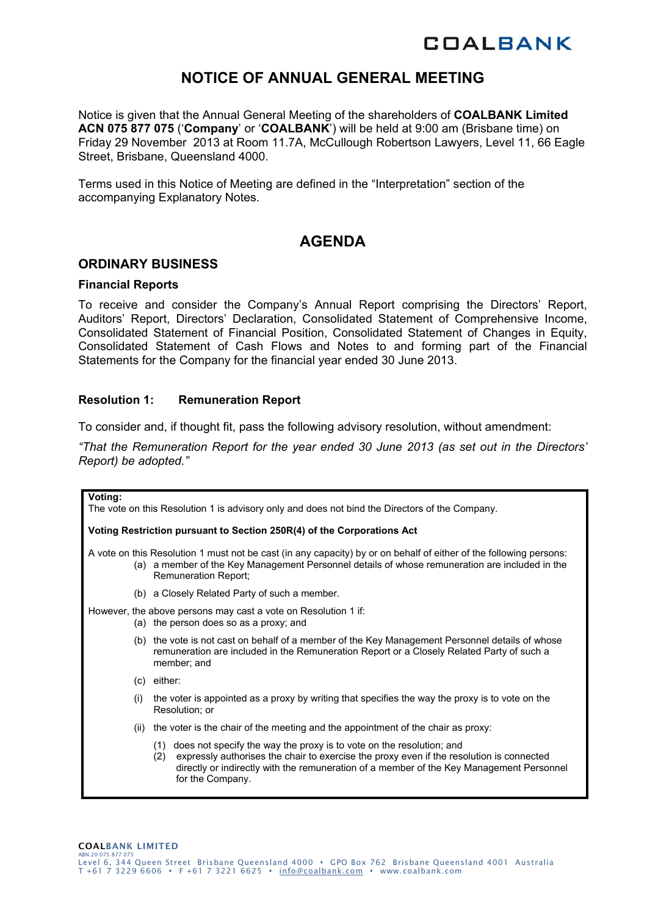COALBANK

# NOTICE OF ANNUAL GENERAL MEETING

Notice is given that the Annual General Meeting of the shareholders of **COALBANK Limited ACN 075 877 075** ('**Company**' or '**COALBANK**') will be held at 9:00 am (Brisbane time) on Friday 29 November 2013 at Room 11.7A, McCullough Robertson Lawyers, Level 11, 66 Eagle Street, Brisbane, Queensland 4000.

Terms used in this Notice of Meeting are defined in the "Interpretation" section of the accompanying Explanatory Notes.

## AGENDA

### ORDINARY BUSINESS

**Financial Reports**

To receive and consider the Company's Annual Report comprising the Directors' Report, Auditors' Report, Directors' Declaration, Consolidated Statement of Comprehensive Income, Consolidated Statement of Financial Position, Consolidated Statement of Changes in Equity, Consolidated Statement of Cash Flows and Notes to and forming part of the Financial Statements for the Company for the financial year ended 30 June 2013.

**Resolution 1: Remuneration Report**

To consider and, if thought fit, pass the following advisory resolution, without amendment:

*"That the Remuneration Report for the year ended 30 June 2013 (as set out in the Directors' Report) be adopted."*

**Voting:**
The vote on this Resolution 1 is advisory only and does not bind the Directors of the Company.

**Voting Restriction pursuant to Section 250R(4) of the Corporations Act**

A vote on this Resolution 1 must not be cast (in any capacity) by or on behalf of either of the following persons:

(a) a member of the Key Management Personnel details of whose remuneration are included in the Remuneration Report;

(b) a Closely Related Party of such a member.

However, the above persons may cast a vote on Resolution 1 if:

(a) the person does so as a proxy; and

(b) the vote is not cast on behalf of a member of the Key Management Personnel details of whose remuneration are included in the Remuneration Report or a Closely Related Party of such a member; and

(c) either:

(i) the voter is appointed as a proxy by writing that specifies the way the proxy is to vote on the Resolution; or

(ii) the voter is the chair of the meeting and the appointment of the chair as proxy:

(1) does not specify the way the proxy is to vote on the resolution; and

(2) expressly authorises the chair to exercise the proxy even if the resolution is connected directly or indirectly with the remuneration of a member of the Key Management Personnel for the Company.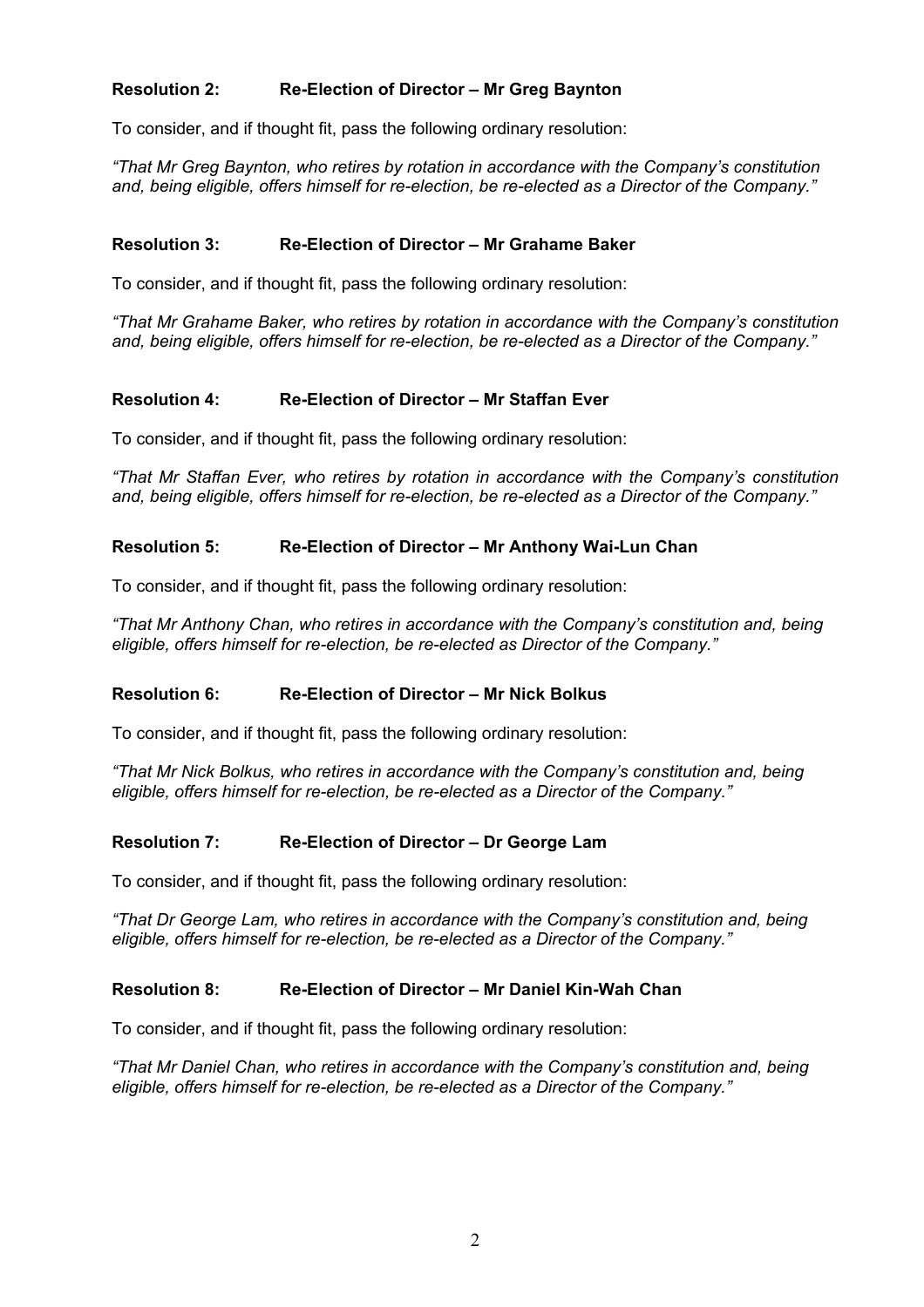### **Resolution 2: Re-Election of Director – Mr Greg Baynton**

To consider, and if thought fit, pass the following ordinary resolution:

*"That Mr Greg Baynton, who retires by rotation in accordance with the Company's constitution and, being eligible, offers himself for re-election, be re-elected as a Director of the Company."*

### **Resolution 3: Re-Election of Director – Mr Grahame Baker**

To consider, and if thought fit, pass the following ordinary resolution:

*"That Mr Grahame Baker, who retires by rotation in accordance with the Company's constitution and, being eligible, offers himself for re-election, be re-elected as a Director of the Company."*

### **Resolution 4: Re-Election of Director – Mr Staffan Ever**

To consider, and if thought fit, pass the following ordinary resolution:

*"That Mr Staffan Ever, who retires by rotation in accordance with the Company's constitution and, being eligible, offers himself for re-election, be re-elected as a Director of the Company."*

### **Resolution 5: Re-Election of Director – Mr Anthony Wai-Lun Chan**

To consider, and if thought fit, pass the following ordinary resolution:

*"That Mr Anthony Chan, who retires in accordance with the Company's constitution and, being eligible, offers himself for re-election, be re-elected as Director of the Company."*

### **Resolution 6: Re-Election of Director – Mr Nick Bolkus**

To consider, and if thought fit, pass the following ordinary resolution:

*"That Mr Nick Bolkus, who retires in accordance with the Company's constitution and, being eligible, offers himself for re-election, be re-elected as a Director of the Company."*

### **Resolution 7: Re-Election of Director – Dr George Lam**

To consider, and if thought fit, pass the following ordinary resolution:

*"That Dr George Lam, who retires in accordance with the Company's constitution and, being eligible, offers himself for re-election, be re-elected as a Director of the Company."*

### **Resolution 8: Re-Election of Director – Mr Daniel Kin-Wah Chan**

To consider, and if thought fit, pass the following ordinary resolution:

*"That Mr Daniel Chan, who retires in accordance with the Company's constitution and, being eligible, offers himself for re-election, be re-elected as a Director of the Company."*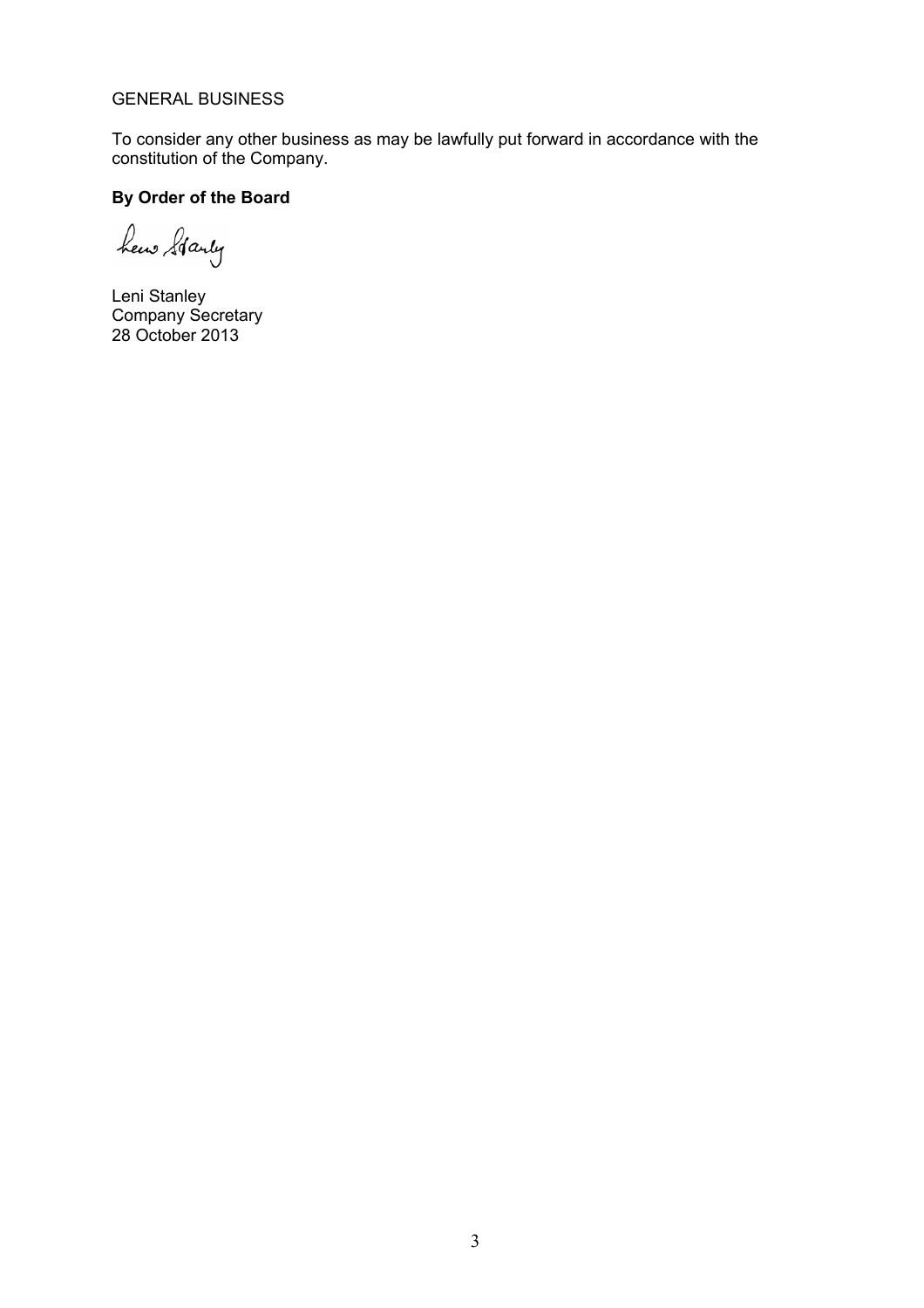GENERAL BUSINESS

To consider any other business as may be lawfully put forward in accordance with the constitution of the Company.

**By Order of the Board**

Leni Stanley
Company Secretary
28 October 2013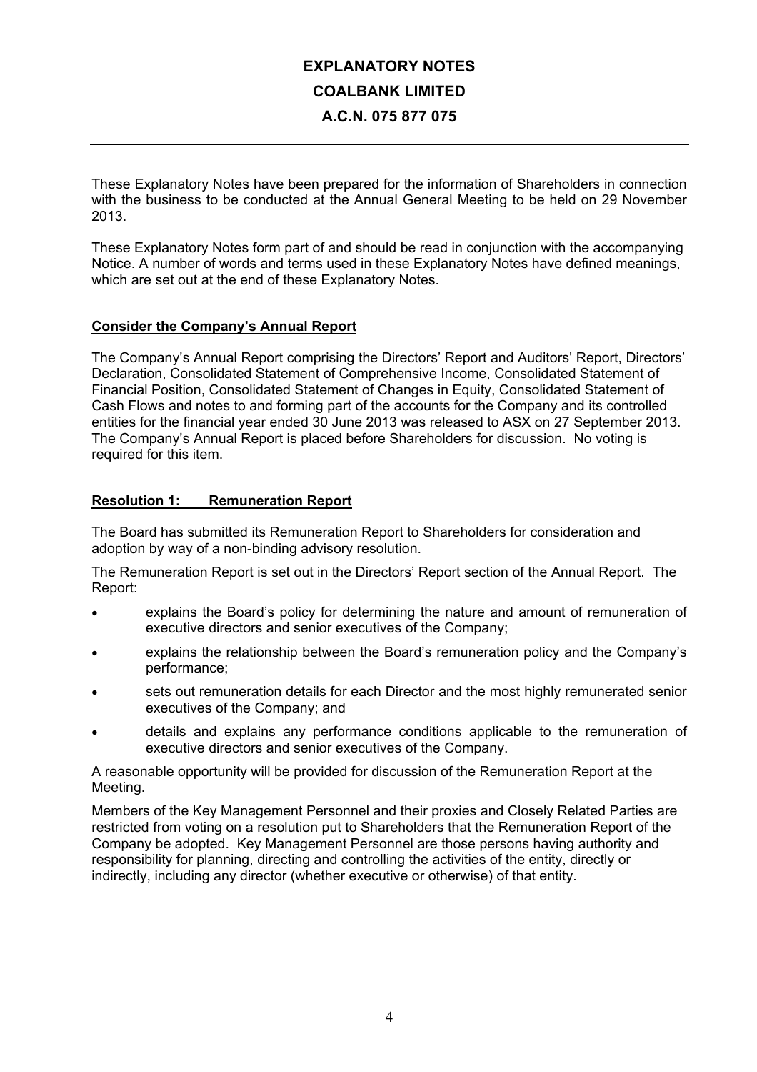# EXPLANATORY NOTES
# COALBANK LIMITED
# A.C.N. 075 877 075

These Explanatory Notes have been prepared for the information of Shareholders in connection with the business to be conducted at the Annual General Meeting to be held on 29 November 2013.

These Explanatory Notes form part of and should be read in conjunction with the accompanying Notice. A number of words and terms used in these Explanatory Notes have defined meanings, which are set out at the end of these Explanatory Notes.

**Consider the Company's Annual Report**

The Company's Annual Report comprising the Directors' Report and Auditors' Report, Directors' Declaration, Consolidated Statement of Comprehensive Income, Consolidated Statement of Financial Position, Consolidated Statement of Changes in Equity, Consolidated Statement of Cash Flows and notes to and forming part of the accounts for the Company and its controlled entities for the financial year ended 30 June 2013 was released to ASX on 27 September 2013. The Company's Annual Report is placed before Shareholders for discussion. No voting is required for this item.

**Resolution 1: Remuneration Report**

The Board has submitted its Remuneration Report to Shareholders for consideration and adoption by way of a non-binding advisory resolution.

The Remuneration Report is set out in the Directors' Report section of the Annual Report. The Report:

- explains the Board's policy for determining the nature and amount of remuneration of executive directors and senior executives of the Company;
- explains the relationship between the Board's remuneration policy and the Company's performance;
- sets out remuneration details for each Director and the most highly remunerated senior executives of the Company; and
- details and explains any performance conditions applicable to the remuneration of executive directors and senior executives of the Company.

A reasonable opportunity will be provided for discussion of the Remuneration Report at the Meeting.

Members of the Key Management Personnel and their proxies and Closely Related Parties are restricted from voting on a resolution put to Shareholders that the Remuneration Report of the Company be adopted. Key Management Personnel are those persons having authority and responsibility for planning, directing and controlling the activities of the entity, directly or indirectly, including any director (whether executive or otherwise) of that entity.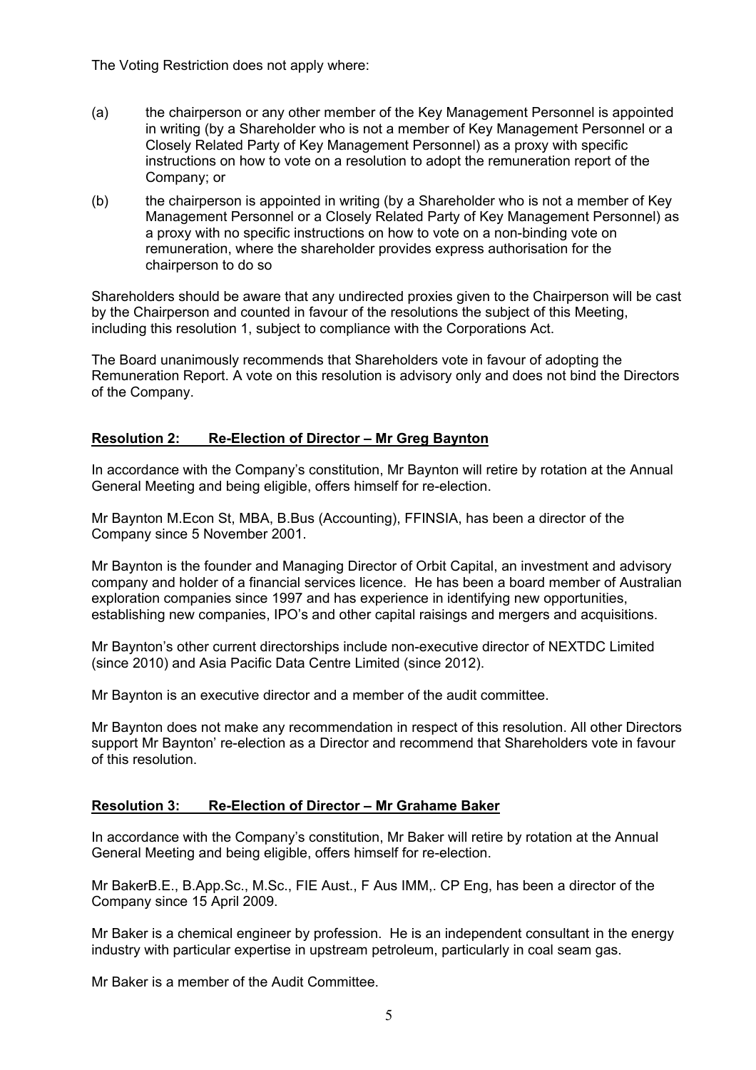The Voting Restriction does not apply where:

(a) the chairperson or any other member of the Key Management Personnel is appointed in writing (by a Shareholder who is not a member of Key Management Personnel or a Closely Related Party of Key Management Personnel) as a proxy with specific instructions on how to vote on a resolution to adopt the remuneration report of the Company; or

(b) the chairperson is appointed in writing (by a Shareholder who is not a member of Key Management Personnel or a Closely Related Party of Key Management Personnel) as a proxy with no specific instructions on how to vote on a non-binding vote on remuneration, where the shareholder provides express authorisation for the chairperson to do so

Shareholders should be aware that any undirected proxies given to the Chairperson will be cast by the Chairperson and counted in favour of the resolutions the subject of this Meeting, including this resolution 1, subject to compliance with the Corporations Act.

The Board unanimously recommends that Shareholders vote in favour of adopting the Remuneration Report. A vote on this resolution is advisory only and does not bind the Directors of the Company.

## **Resolution 2: Re-Election of Director – Mr Greg Baynton**

In accordance with the Company's constitution, Mr Baynton will retire by rotation at the Annual General Meeting and being eligible, offers himself for re-election.

Mr Baynton M.Econ St, MBA, B.Bus (Accounting), FFINSIA, has been a director of the Company since 5 November 2001.

Mr Baynton is the founder and Managing Director of Orbit Capital, an investment and advisory company and holder of a financial services licence. He has been a board member of Australian exploration companies since 1997 and has experience in identifying new opportunities, establishing new companies, IPO's and other capital raisings and mergers and acquisitions.

Mr Baynton's other current directorships include non-executive director of NEXTDC Limited (since 2010) and Asia Pacific Data Centre Limited (since 2012).

Mr Baynton is an executive director and a member of the audit committee.

Mr Baynton does not make any recommendation in respect of this resolution. All other Directors support Mr Baynton' re-election as a Director and recommend that Shareholders vote in favour of this resolution.

## **Resolution 3: Re-Election of Director – Mr Grahame Baker**

In accordance with the Company's constitution, Mr Baker will retire by rotation at the Annual General Meeting and being eligible, offers himself for re-election.

Mr BakerB.E., B.App.Sc., M.Sc., FIE Aust., F Aus IMM,. CP Eng, has been a director of the Company since 15 April 2009.

Mr Baker is a chemical engineer by profession. He is an independent consultant in the energy industry with particular expertise in upstream petroleum, particularly in coal seam gas.

Mr Baker is a member of the Audit Committee.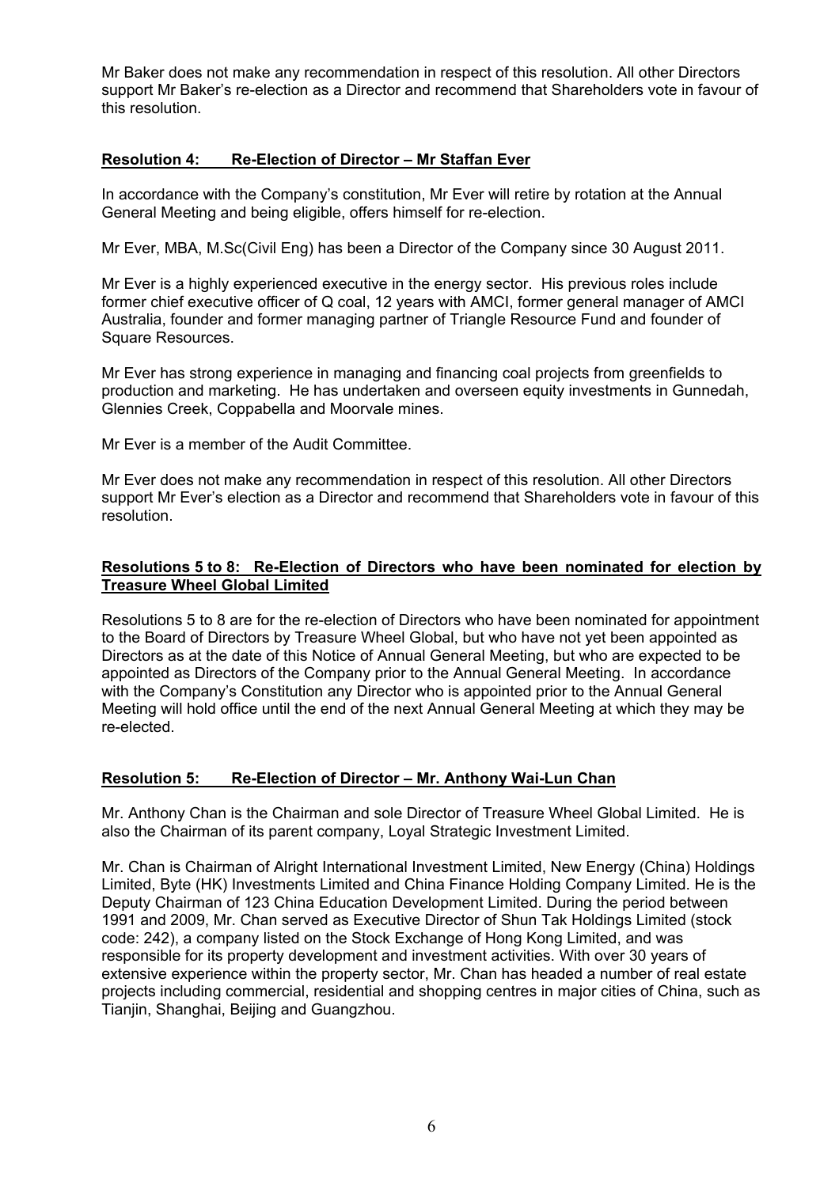Mr Baker does not make any recommendation in respect of this resolution. All other Directors support Mr Baker's re-election as a Director and recommend that Shareholders vote in favour of this resolution.

**Resolution 4: Re-Election of Director – Mr Staffan Ever**

In accordance with the Company's constitution, Mr Ever will retire by rotation at the Annual General Meeting and being eligible, offers himself for re-election.

Mr Ever, MBA, M.Sc(Civil Eng) has been a Director of the Company since 30 August 2011.

Mr Ever is a highly experienced executive in the energy sector. His previous roles include former chief executive officer of Q coal, 12 years with AMCI, former general manager of AMCI Australia, founder and former managing partner of Triangle Resource Fund and founder of Square Resources.

Mr Ever has strong experience in managing and financing coal projects from greenfields to production and marketing. He has undertaken and overseen equity investments in Gunnedah, Glennies Creek, Coppabella and Moorvale mines.

Mr Ever is a member of the Audit Committee.

Mr Ever does not make any recommendation in respect of this resolution. All other Directors support Mr Ever's election as a Director and recommend that Shareholders vote in favour of this resolution.

**Resolutions 5 to 8: Re-Election of Directors who have been nominated for election by Treasure Wheel Global Limited**

Resolutions 5 to 8 are for the re-election of Directors who have been nominated for appointment to the Board of Directors by Treasure Wheel Global, but who have not yet been appointed as Directors as at the date of this Notice of Annual General Meeting, but who are expected to be appointed as Directors of the Company prior to the Annual General Meeting. In accordance with the Company's Constitution any Director who is appointed prior to the Annual General Meeting will hold office until the end of the next Annual General Meeting at which they may be re-elected.

**Resolution 5: Re-Election of Director – Mr. Anthony Wai-Lun Chan**

Mr. Anthony Chan is the Chairman and sole Director of Treasure Wheel Global Limited. He is also the Chairman of its parent company, Loyal Strategic Investment Limited.

Mr. Chan is Chairman of Alright International Investment Limited, New Energy (China) Holdings Limited, Byte (HK) Investments Limited and China Finance Holding Company Limited. He is the Deputy Chairman of 123 China Education Development Limited. During the period between 1991 and 2009, Mr. Chan served as Executive Director of Shun Tak Holdings Limited (stock code: 242), a company listed on the Stock Exchange of Hong Kong Limited, and was responsible for its property development and investment activities. With over 30 years of extensive experience within the property sector, Mr. Chan has headed a number of real estate projects including commercial, residential and shopping centres in major cities of China, such as Tianjin, Shanghai, Beijing and Guangzhou.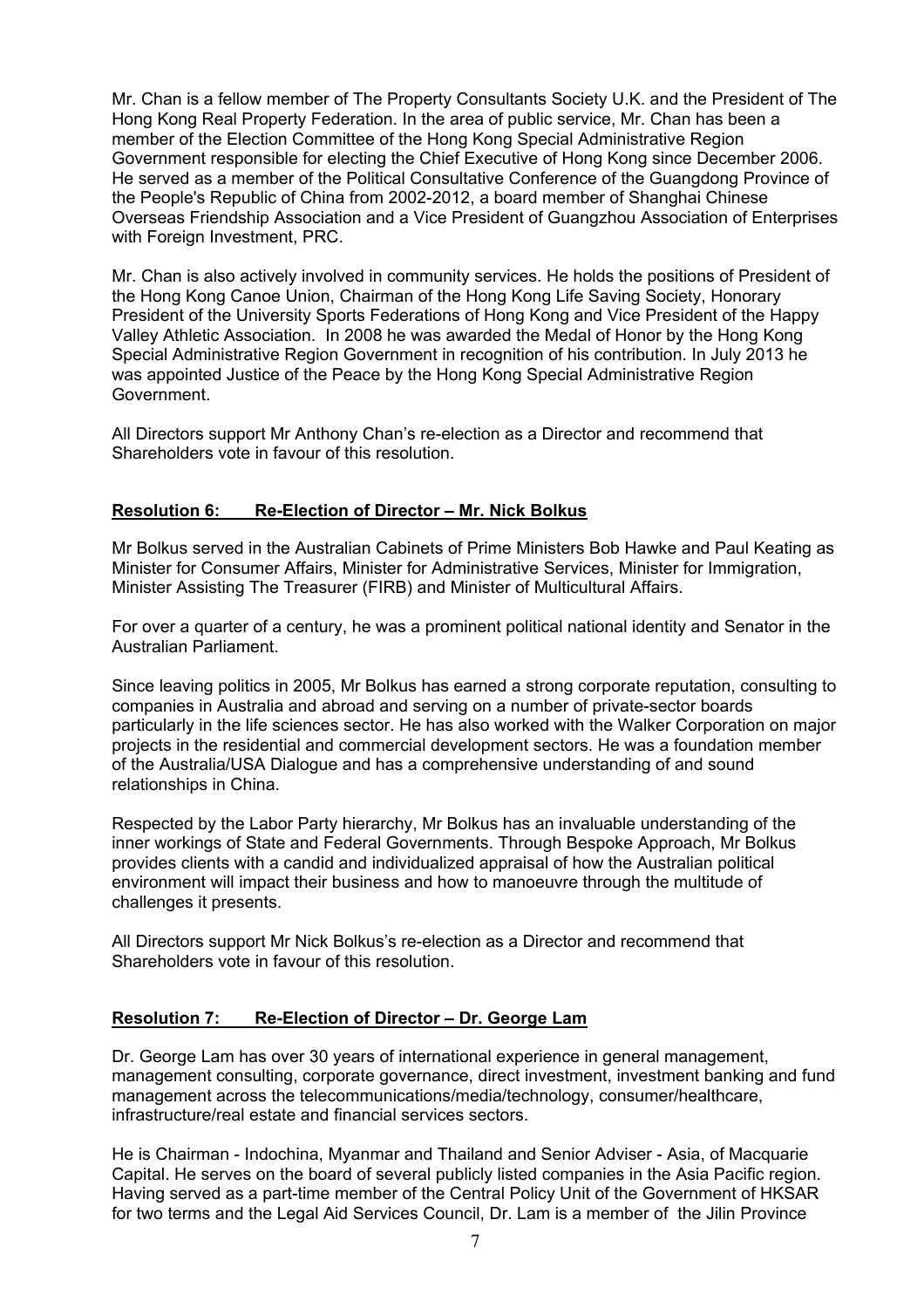Mr. Chan is a fellow member of The Property Consultants Society U.K. and the President of The Hong Kong Real Property Federation. In the area of public service, Mr. Chan has been a member of the Election Committee of the Hong Kong Special Administrative Region Government responsible for electing the Chief Executive of Hong Kong since December 2006. He served as a member of the Political Consultative Conference of the Guangdong Province of the People's Republic of China from 2002-2012, a board member of Shanghai Chinese Overseas Friendship Association and a Vice President of Guangzhou Association of Enterprises with Foreign Investment, PRC.

Mr. Chan is also actively involved in community services. He holds the positions of President of the Hong Kong Canoe Union, Chairman of the Hong Kong Life Saving Society, Honorary President of the University Sports Federations of Hong Kong and Vice President of the Happy Valley Athletic Association. In 2008 he was awarded the Medal of Honor by the Hong Kong Special Administrative Region Government in recognition of his contribution. In July 2013 he was appointed Justice of the Peace by the Hong Kong Special Administrative Region Government.

All Directors support Mr Anthony Chan's re-election as a Director and recommend that Shareholders vote in favour of this resolution.

**Resolution 6: Re-Election of Director – Mr. Nick Bolkus**

Mr Bolkus served in the Australian Cabinets of Prime Ministers Bob Hawke and Paul Keating as Minister for Consumer Affairs, Minister for Administrative Services, Minister for Immigration, Minister Assisting The Treasurer (FIRB) and Minister of Multicultural Affairs.

For over a quarter of a century, he was a prominent political national identity and Senator in the Australian Parliament.

Since leaving politics in 2005, Mr Bolkus has earned a strong corporate reputation, consulting to companies in Australia and abroad and serving on a number of private-sector boards particularly in the life sciences sector. He has also worked with the Walker Corporation on major projects in the residential and commercial development sectors. He was a foundation member of the Australia/USA Dialogue and has a comprehensive understanding of and sound relationships in China.

Respected by the Labor Party hierarchy, Mr Bolkus has an invaluable understanding of the inner workings of State and Federal Governments. Through Bespoke Approach, Mr Bolkus provides clients with a candid and individualized appraisal of how the Australian political environment will impact their business and how to manoeuvre through the multitude of challenges it presents.

All Directors support Mr Nick Bolkus's re-election as a Director and recommend that Shareholders vote in favour of this resolution.

**Resolution 7: Re-Election of Director – Dr. George Lam**

Dr. George Lam has over 30 years of international experience in general management, management consulting, corporate governance, direct investment, investment banking and fund management across the telecommunications/media/technology, consumer/healthcare, infrastructure/real estate and financial services sectors.

He is Chairman - Indochina, Myanmar and Thailand and Senior Adviser - Asia, of Macquarie Capital. He serves on the board of several publicly listed companies in the Asia Pacific region. Having served as a part-time member of the Central Policy Unit of the Government of HKSAR for two terms and the Legal Aid Services Council, Dr. Lam is a member of the Jilin Province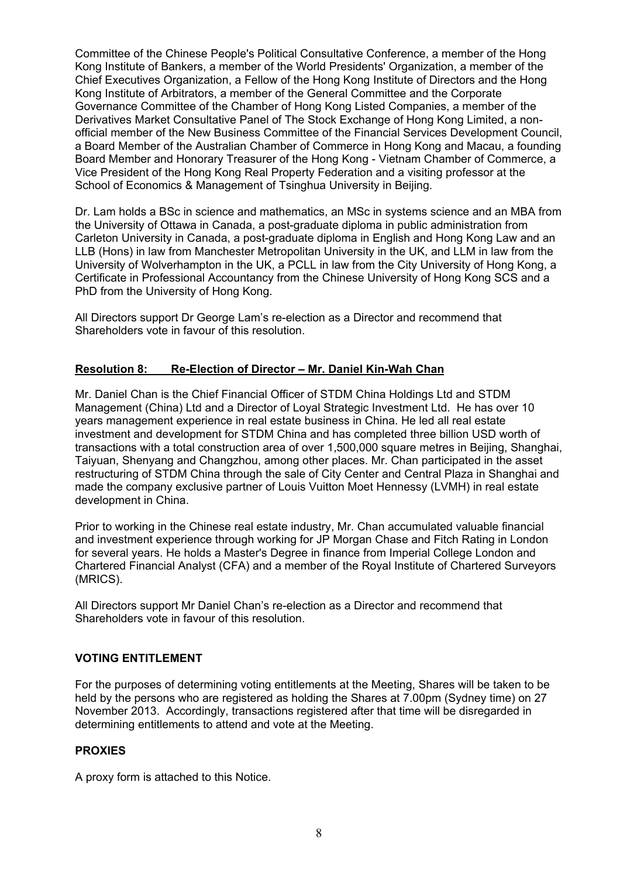Committee of the Chinese People's Political Consultative Conference, a member of the Hong Kong Institute of Bankers, a member of the World Presidents' Organization, a member of the Chief Executives Organization, a Fellow of the Hong Kong Institute of Directors and the Hong Kong Institute of Arbitrators, a member of the General Committee and the Corporate Governance Committee of the Chamber of Hong Kong Listed Companies, a member of the Derivatives Market Consultative Panel of The Stock Exchange of Hong Kong Limited, a non-official member of the New Business Committee of the Financial Services Development Council, a Board Member of the Australian Chamber of Commerce in Hong Kong and Macau, a founding Board Member and Honorary Treasurer of the Hong Kong - Vietnam Chamber of Commerce, a Vice President of the Hong Kong Real Property Federation and a visiting professor at the School of Economics & Management of Tsinghua University in Beijing.

Dr. Lam holds a BSc in science and mathematics, an MSc in systems science and an MBA from the University of Ottawa in Canada, a post-graduate diploma in public administration from Carleton University in Canada, a post-graduate diploma in English and Hong Kong Law and an LLB (Hons) in law from Manchester Metropolitan University in the UK, and LLM in law from the University of Wolverhampton in the UK, a PCLL in law from the City University of Hong Kong, a Certificate in Professional Accountancy from the Chinese University of Hong Kong SCS and a PhD from the University of Hong Kong.

All Directors support Dr George Lam's re-election as a Director and recommend that Shareholders vote in favour of this resolution.

**Resolution 8: Re-Election of Director – Mr. Daniel Kin-Wah Chan**

Mr. Daniel Chan is the Chief Financial Officer of STDM China Holdings Ltd and STDM Management (China) Ltd and a Director of Loyal Strategic Investment Ltd. He has over 10 years management experience in real estate business in China. He led all real estate investment and development for STDM China and has completed three billion USD worth of transactions with a total construction area of over 1,500,000 square metres in Beijing, Shanghai, Taiyuan, Shenyang and Changzhou, among other places. Mr. Chan participated in the asset restructuring of STDM China through the sale of City Center and Central Plaza in Shanghai and made the company exclusive partner of Louis Vuitton Moet Hennessy (LVMH) in real estate development in China.

Prior to working in the Chinese real estate industry, Mr. Chan accumulated valuable financial and investment experience through working for JP Morgan Chase and Fitch Rating in London for several years. He holds a Master's Degree in finance from Imperial College London and Chartered Financial Analyst (CFA) and a member of the Royal Institute of Chartered Surveyors (MRICS).

All Directors support Mr Daniel Chan's re-election as a Director and recommend that Shareholders vote in favour of this resolution.

**VOTING ENTITLEMENT**

For the purposes of determining voting entitlements at the Meeting, Shares will be taken to be held by the persons who are registered as holding the Shares at 7.00pm (Sydney time) on 27 November 2013. Accordingly, transactions registered after that time will be disregarded in determining entitlements to attend and vote at the Meeting.

**PROXIES**

A proxy form is attached to this Notice.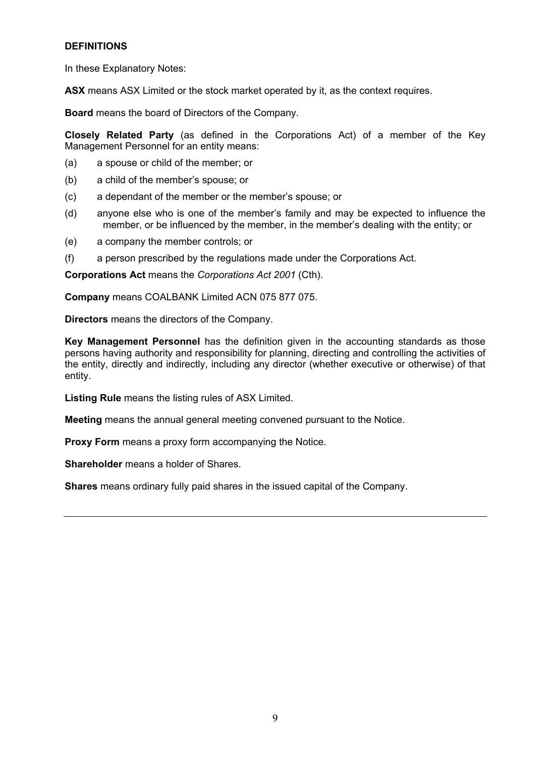## DEFINITIONS

In these Explanatory Notes:

**ASX** means ASX Limited or the stock market operated by it, as the context requires.

**Board** means the board of Directors of the Company.

**Closely Related Party** (as defined in the Corporations Act) of a member of the Key Management Personnel for an entity means:

(a) a spouse or child of the member; or

(b) a child of the member's spouse; or

(c) a dependant of the member or the member's spouse; or

(d) anyone else who is one of the member's family and may be expected to influence the member, or be influenced by the member, in the member's dealing with the entity; or

(e) a company the member controls; or

(f) a person prescribed by the regulations made under the Corporations Act.

**Corporations Act** means the *Corporations Act 2001* (Cth).

**Company** means COALBANK Limited ACN 075 877 075.

**Directors** means the directors of the Company.

**Key Management Personnel** has the definition given in the accounting standards as those persons having authority and responsibility for planning, directing and controlling the activities of the entity, directly and indirectly, including any director (whether executive or otherwise) of that entity.

**Listing Rule** means the listing rules of ASX Limited.

**Meeting** means the annual general meeting convened pursuant to the Notice.

**Proxy Form** means a proxy form accompanying the Notice.

**Shareholder** means a holder of Shares.

**Shares** means ordinary fully paid shares in the issued capital of the Company.

---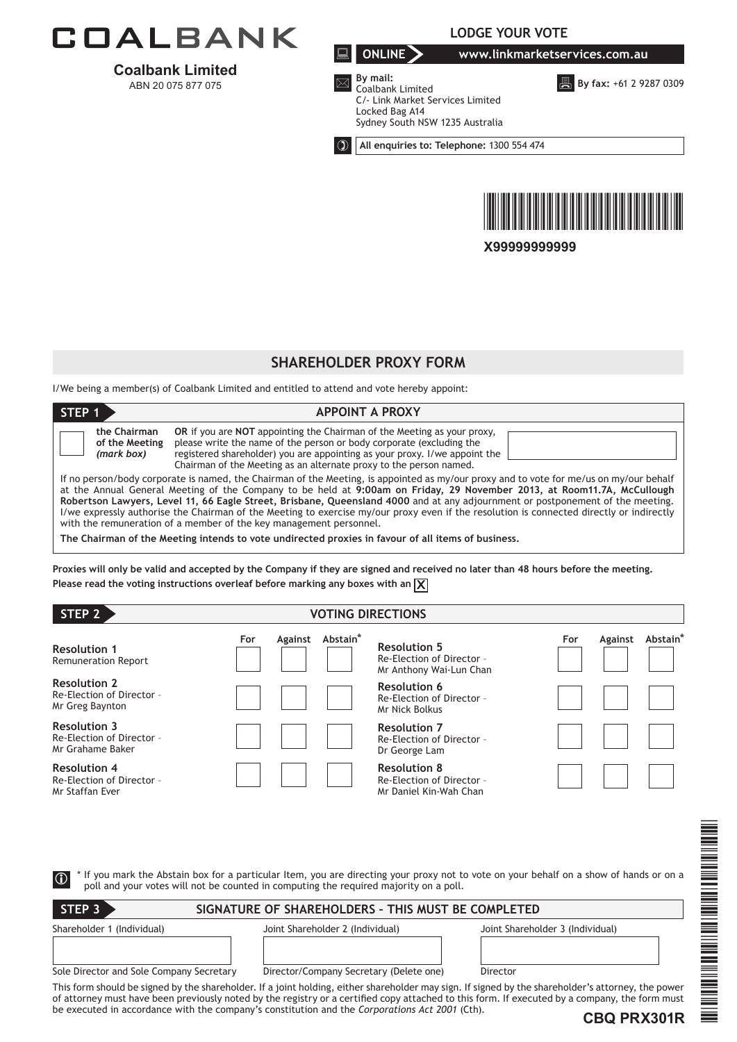# COALBANK

**Coalbank Limited**
ABN 20 075 877 075

**LODGE YOUR VOTE**

**ONLINE** www.linkmarketservices.com.au

**By mail:**
Coalbank Limited
C/- Link Market Services Limited
Locked Bag A14
Sydney South NSW 1235 Australia

**By fax:** +61 2 9287 0309

**All enquiries to: Telephone:** 1300 554 474

X99999999999

## SHAREHOLDER PROXY FORM

I/We being a member(s) of Coalbank Limited and entitled to attend and vote hereby appoint:

### STEP 1 APPOINT A PROXY

☐ the Chairman of the Meeting *(mark box)*

**OR** if you are **NOT** appointing the Chairman of the Meeting as your proxy, please write the name of the person or body corporate (excluding the registered shareholder) you are appointing as your proxy. I/we appoint the Chairman of the Meeting as an alternate proxy to the person named.

If no person/body corporate is named, the Chairman of the Meeting, is appointed as my/our proxy and to vote for me/us on my/our behalf at the Annual General Meeting of the Company to be held at **9:00am on Friday, 29 November 2013, at Room11.7A, McCullough Robertson Lawyers, Level 11, 66 Eagle Street, Brisbane, Queensland 4000** and at any adjournment or postponement of the meeting. I/we expressly authorise the Chairman of the Meeting to exercise my/our proxy even if the resolution is connected directly or indirectly with the remuneration of a member of the key management personnel.

**The Chairman of the Meeting intends to vote undirected proxies in favour of all items of business.**

**Proxies will only be valid and accepted by the Company if they are signed and received no later than 48 hours before the meeting.**

**Please read the voting instructions overleaf before marking any boxes with an X**

### STEP 2 VOTING DIRECTIONS

| Resolution | For | Against | Abstain* |
|---|---|---|---|
| **Resolution 1** Remuneration Report | | | |
| **Resolution 2** Re-Election of Director – Mr Greg Baynton | | | |
| **Resolution 3** Re-Election of Director – Mr Grahame Baker | | | |
| **Resolution 4** Re-Election of Director – Mr Staffan Ever | | | |
| **Resolution 5** Re-Election of Director – Mr Anthony Wai-Lun Chan | | | |
| **Resolution 6** Re-Election of Director – Mr Nick Bolkus | | | |
| **Resolution 7** Re-Election of Director – Dr George Lam | | | |
| **Resolution 8** Re-Election of Director – Mr Daniel Kin-Wah Chan | | | |

\* If you mark the Abstain box for a particular Item, you are directing your proxy not to vote on your behalf on a show of hands or on a poll and your votes will not be counted in computing the required majority on a poll.

### STEP 3 SIGNATURE OF SHAREHOLDERS – THIS MUST BE COMPLETED

| Shareholder 1 (Individual) | Joint Shareholder 2 (Individual) | Joint Shareholder 3 (Individual) |
|---|---|---|
| | | |
| Sole Director and Sole Company Secretary | Director/Company Secretary (Delete one) | Director |

This form should be signed by the shareholder. If a joint holding, either shareholder may sign. If signed by the shareholder's attorney, the power of attorney must have been previously noted by the registry or a certified copy attached to this form. If executed by a company, the form must be executed in accordance with the company's constitution and the *Corporations Act 2001* (Cth).

**CBQ PRX301R**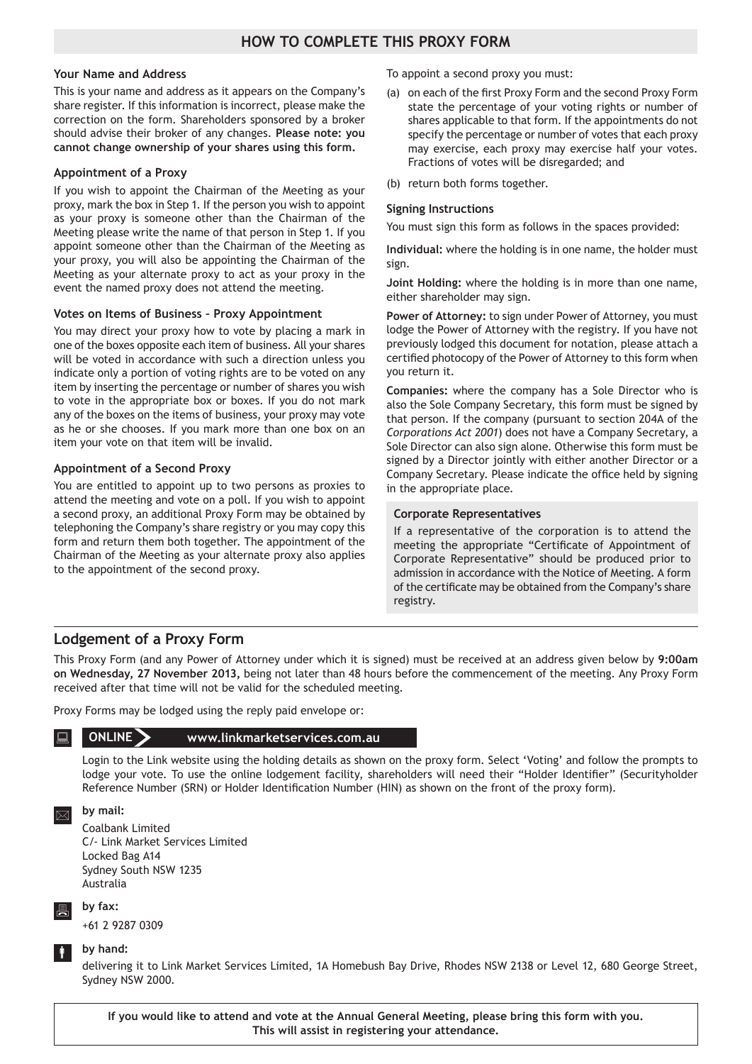# HOW TO COMPLETE THIS PROXY FORM

### Your Name and Address

This is your name and address as it appears on the Company's share register. If this information is incorrect, please make the correction on the form. Shareholders sponsored by a broker should advise their broker of any changes. **Please note: you cannot change ownership of your shares using this form.**

### Appointment of a Proxy

If you wish to appoint the Chairman of the Meeting as your proxy, mark the box in Step 1. If the person you wish to appoint as your proxy is someone other than the Chairman of the Meeting please write the name of that person in Step 1. If you appoint someone other than the Chairman of the Meeting as your proxy, you will also be appointing the Chairman of the Meeting as your alternate proxy to act as your proxy in the event the named proxy does not attend the meeting.

### Votes on Items of Business – Proxy Appointment

You may direct your proxy how to vote by placing a mark in one of the boxes opposite each item of business. All your shares will be voted in accordance with such a direction unless you indicate only a portion of voting rights are to be voted on any item by inserting the percentage or number of shares you wish to vote in the appropriate box or boxes. If you do not mark any of the boxes on the items of business, your proxy may vote as he or she chooses. If you mark more than one box on an item your vote on that item will be invalid.

### Appointment of a Second Proxy

You are entitled to appoint up to two persons as proxies to attend the meeting and vote on a poll. If you wish to appoint a second proxy, an additional Proxy Form may be obtained by telephoning the Company's share registry or you may copy this form and return them both together. The appointment of the Chairman of the Meeting as your alternate proxy also applies to the appointment of the second proxy.

To appoint a second proxy you must:

(a) on each of the first Proxy Form and the second Proxy Form state the percentage of your voting rights or number of shares applicable to that form. If the appointments do not specify the percentage or number of votes that each proxy may exercise, each proxy may exercise half your votes. Fractions of votes will be disregarded; and

(b) return both forms together.

### Signing Instructions

You must sign this form as follows in the spaces provided:

**Individual:** where the holding is in one name, the holder must sign.

**Joint Holding:** where the holding is in more than one name, either shareholder may sign.

**Power of Attorney:** to sign under Power of Attorney, you must lodge the Power of Attorney with the registry. If you have not previously lodged this document for notation, please attach a certified photocopy of the Power of Attorney to this form when you return it.

**Companies:** where the company has a Sole Director who is also the Sole Company Secretary, this form must be signed by that person. If the company (pursuant to section 204A of the *Corporations Act 2001*) does not have a Company Secretary, a Sole Director can also sign alone. Otherwise this form must be signed by a Director jointly with either another Director or a Company Secretary. Please indicate the office held by signing in the appropriate place.

### Corporate Representatives

If a representative of the corporation is to attend the meeting the appropriate "Certificate of Appointment of Corporate Representative" should be produced prior to admission in accordance with the Notice of Meeting. A form of the certificate may be obtained from the Company's share registry.

## Lodgement of a Proxy Form

This Proxy Form (and any Power of Attorney under which it is signed) must be received at an address given below by **9:00am on Wednesday, 27 November 2013,** being not later than 48 hours before the commencement of the meeting. Any Proxy Form received after that time will not be valid for the scheduled meeting.

Proxy Forms may be lodged using the reply paid envelope or:

**ONLINE** **www.linkmarketservices.com.au**

Login to the Link website using the holding details as shown on the proxy form. Select 'Voting' and follow the prompts to lodge your vote. To use the online lodgement facility, shareholders will need their "Holder Identifier" (Securityholder Reference Number (SRN) or Holder Identification Number (HIN) as shown on the front of the proxy form).

**by mail:**

Coalbank Limited
C/- Link Market Services Limited
Locked Bag A14
Sydney South NSW 1235
Australia

**by fax:**

+61 2 9287 0309

**by hand:**

delivering it to Link Market Services Limited, 1A Homebush Bay Drive, Rhodes NSW 2138 or Level 12, 680 George Street, Sydney NSW 2000.

**If you would like to attend and vote at the Annual General Meeting, please bring this form with you. This will assist in registering your attendance.**